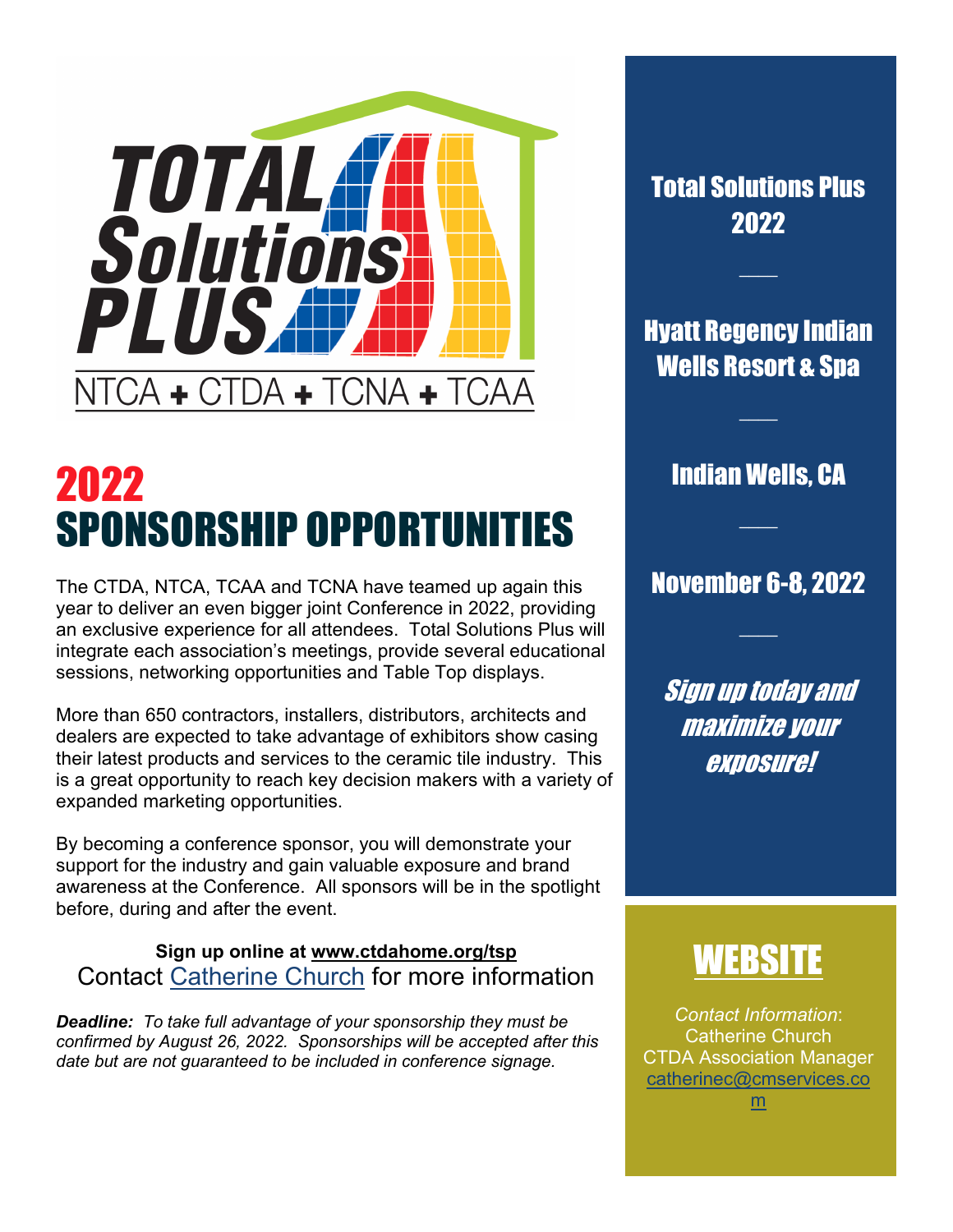TOTAL Solutions PLUS

NTCA + CTDA + TCNA + TCAA

# 2022 SPONSORSHIP OPPORTUNITIES

The CTDA, NTCA, TCAA and TCNA have teamed up again this year to deliver an even bigger joint Conference in 2022, providing an exclusive experience for all attendees. Total Solutions Plus will integrate each association's meetings, provide several educational sessions, networking opportunities and Table Top displays.

More than 650 contractors, installers, distributors, architects and dealers are expected to take advantage of exhibitors show casing their latest products and services to the ceramic tile industry. This is a great opportunity to reach key decision makers with a variety of expanded marketing opportunities.

By becoming a conference sponsor, you will demonstrate your support for the industry and gain valuable exposure and brand awareness at the Conference. All sponsors will be in the spotlight before, during and after the event.

**Sign up online at www.ctdahome.org/tsp**

Contact Catherine Church for more information

***Deadline:*** *To take full advantage of your sponsorship they must be confirmed by August 26, 2022. Sponsorships will be accepted after this date but are not guaranteed to be included in conference signage.*

## Total Solutions Plus 2022

## Hyatt Regency Indian Wells Resort & Spa

## Indian Wells, CA

## November 6-8, 2022

***Sign up today and maximize your exposure!***

## WEBSITE

*Contact Information*:
Catherine Church
CTDA Association Manager
catherinec@cmservices.com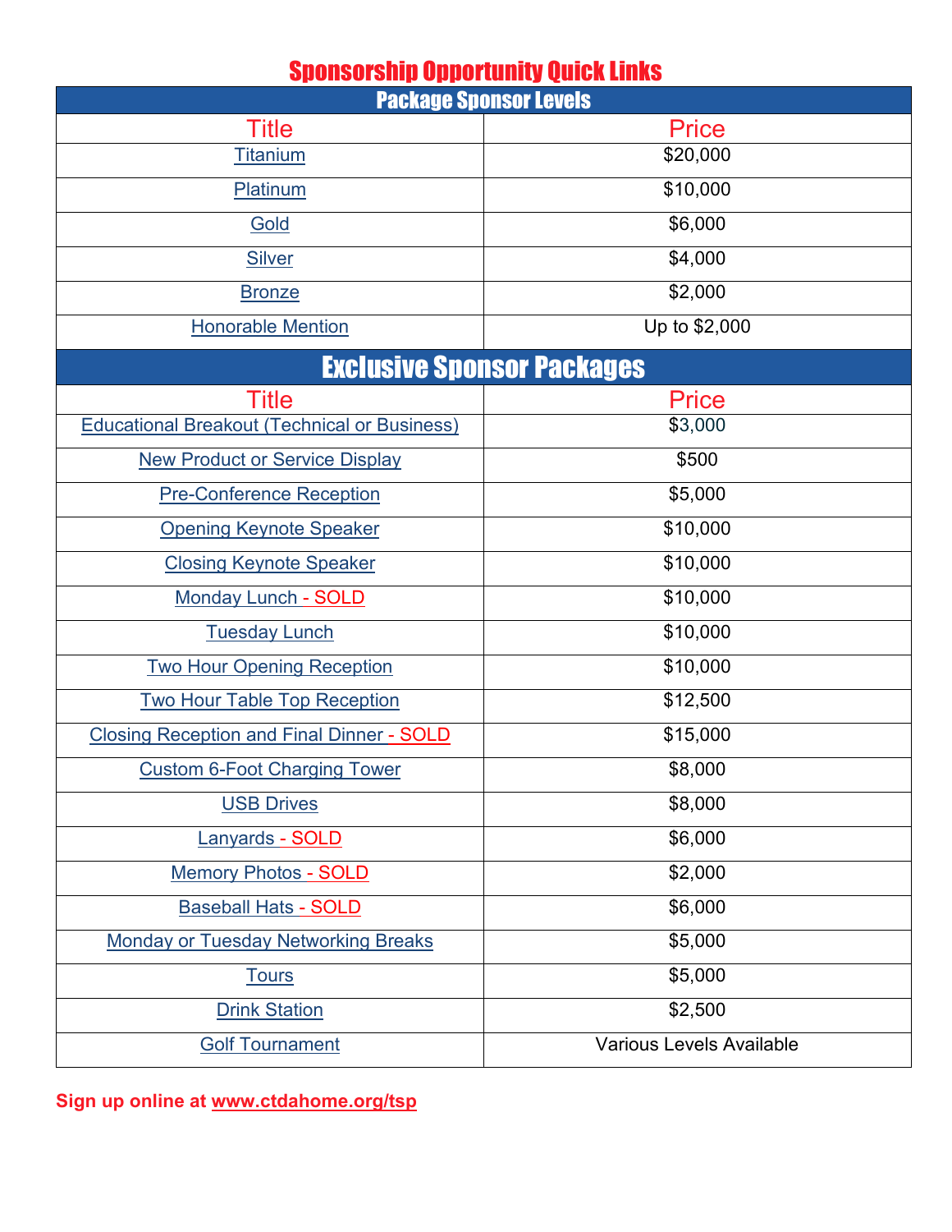# Sponsorship Opportunity Quick Links

## Package Sponsor Levels

| Title | Price |
|---|---|
| Titanium | $20,000 |
| Platinum | $10,000 |
| Gold | $6,000 |
| Silver | $4,000 |
| Bronze | $2,000 |
| Honorable Mention | Up to $2,000 |

## Exclusive Sponsor Packages

| Title | Price |
|---|---|
| Educational Breakout (Technical or Business) | $3,000 |
| New Product or Service Display | $500 |
| Pre-Conference Reception | $5,000 |
| Opening Keynote Speaker | $10,000 |
| Closing Keynote Speaker | $10,000 |
| Monday Lunch - SOLD | $10,000 |
| Tuesday Lunch | $10,000 |
| Two Hour Opening Reception | $10,000 |
| Two Hour Table Top Reception | $12,500 |
| Closing Reception and Final Dinner - SOLD | $15,000 |
| Custom 6-Foot Charging Tower | $8,000 |
| USB Drives | $8,000 |
| Lanyards - SOLD | $6,000 |
| Memory Photos - SOLD | $2,000 |
| Baseball Hats - SOLD | $6,000 |
| Monday or Tuesday Networking Breaks | $5,000 |
| Tours | $5,000 |
| Drink Station | $2,500 |
| Golf Tournament | Various Levels Available |

**Sign up online at www.ctdahome.org/tsp**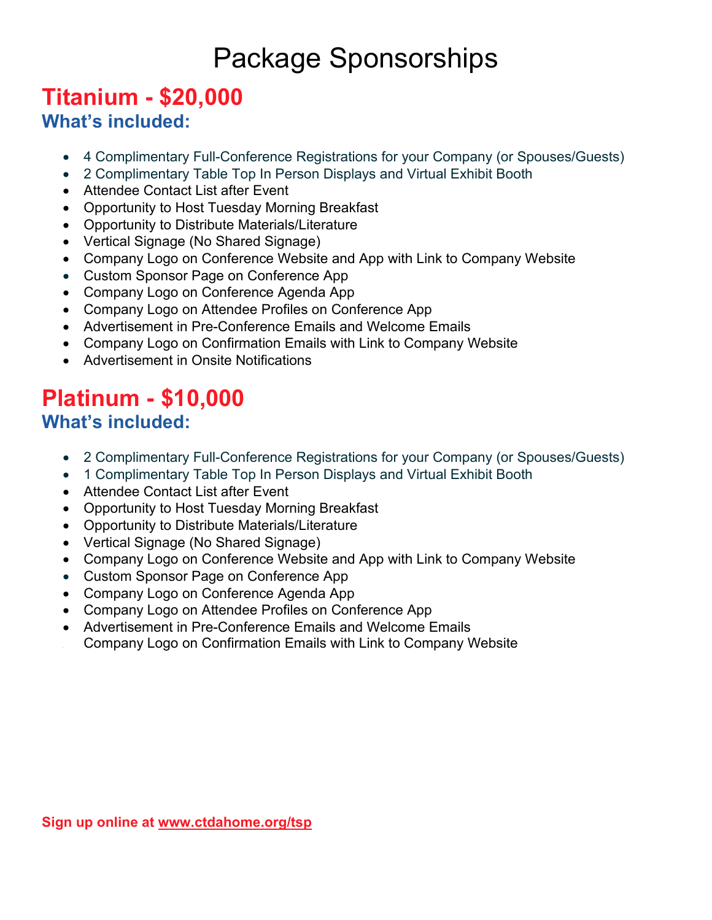# Package Sponsorships

## Titanium - $20,000

### What's included:

- 4 Complimentary Full-Conference Registrations for your Company (or Spouses/Guests)
- 2 Complimentary Table Top In Person Displays and Virtual Exhibit Booth
- Attendee Contact List after Event
- Opportunity to Host Tuesday Morning Breakfast
- Opportunity to Distribute Materials/Literature
- Vertical Signage (No Shared Signage)
- Company Logo on Conference Website and App with Link to Company Website
- Custom Sponsor Page on Conference App
- Company Logo on Conference Agenda App
- Company Logo on Attendee Profiles on Conference App
- Advertisement in Pre-Conference Emails and Welcome Emails
- Company Logo on Confirmation Emails with Link to Company Website
- Advertisement in Onsite Notifications

## Platinum - $10,000

### What's included:

- 2 Complimentary Full-Conference Registrations for your Company (or Spouses/Guests)
- 1 Complimentary Table Top In Person Displays and Virtual Exhibit Booth
- Attendee Contact List after Event
- Opportunity to Host Tuesday Morning Breakfast
- Opportunity to Distribute Materials/Literature
- Vertical Signage (No Shared Signage)
- Company Logo on Conference Website and App with Link to Company Website
- Custom Sponsor Page on Conference App
- Company Logo on Conference Agenda App
- Company Logo on Attendee Profiles on Conference App
- Advertisement in Pre-Conference Emails and Welcome Emails
- Company Logo on Confirmation Emails with Link to Company Website

**Sign up online at www.ctdahome.org/tsp**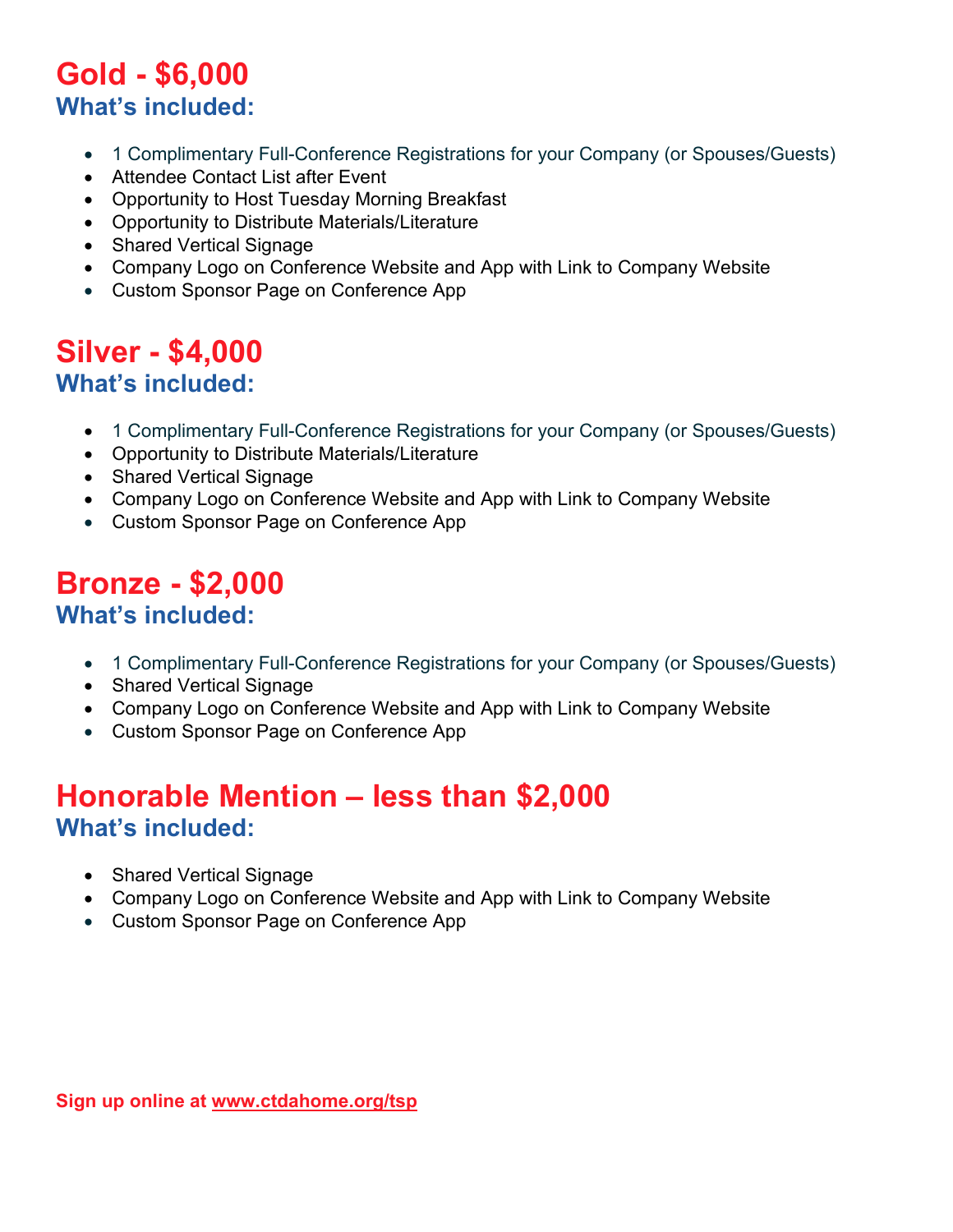# Gold - $6,000

## What's included:

- 1 Complimentary Full-Conference Registrations for your Company (or Spouses/Guests)
- Attendee Contact List after Event
- Opportunity to Host Tuesday Morning Breakfast
- Opportunity to Distribute Materials/Literature
- Shared Vertical Signage
- Company Logo on Conference Website and App with Link to Company Website
- Custom Sponsor Page on Conference App

# Silver - $4,000

## What's included:

- 1 Complimentary Full-Conference Registrations for your Company (or Spouses/Guests)
- Opportunity to Distribute Materials/Literature
- Shared Vertical Signage
- Company Logo on Conference Website and App with Link to Company Website
- Custom Sponsor Page on Conference App

# Bronze - $2,000

## What's included:

- 1 Complimentary Full-Conference Registrations for your Company (or Spouses/Guests)
- Shared Vertical Signage
- Company Logo on Conference Website and App with Link to Company Website
- Custom Sponsor Page on Conference App

# Honorable Mention – less than $2,000

## What's included:

- Shared Vertical Signage
- Company Logo on Conference Website and App with Link to Company Website
- Custom Sponsor Page on Conference App

**Sign up online at [www.ctdahome.org/tsp](http://www.ctdahome.org/tsp)**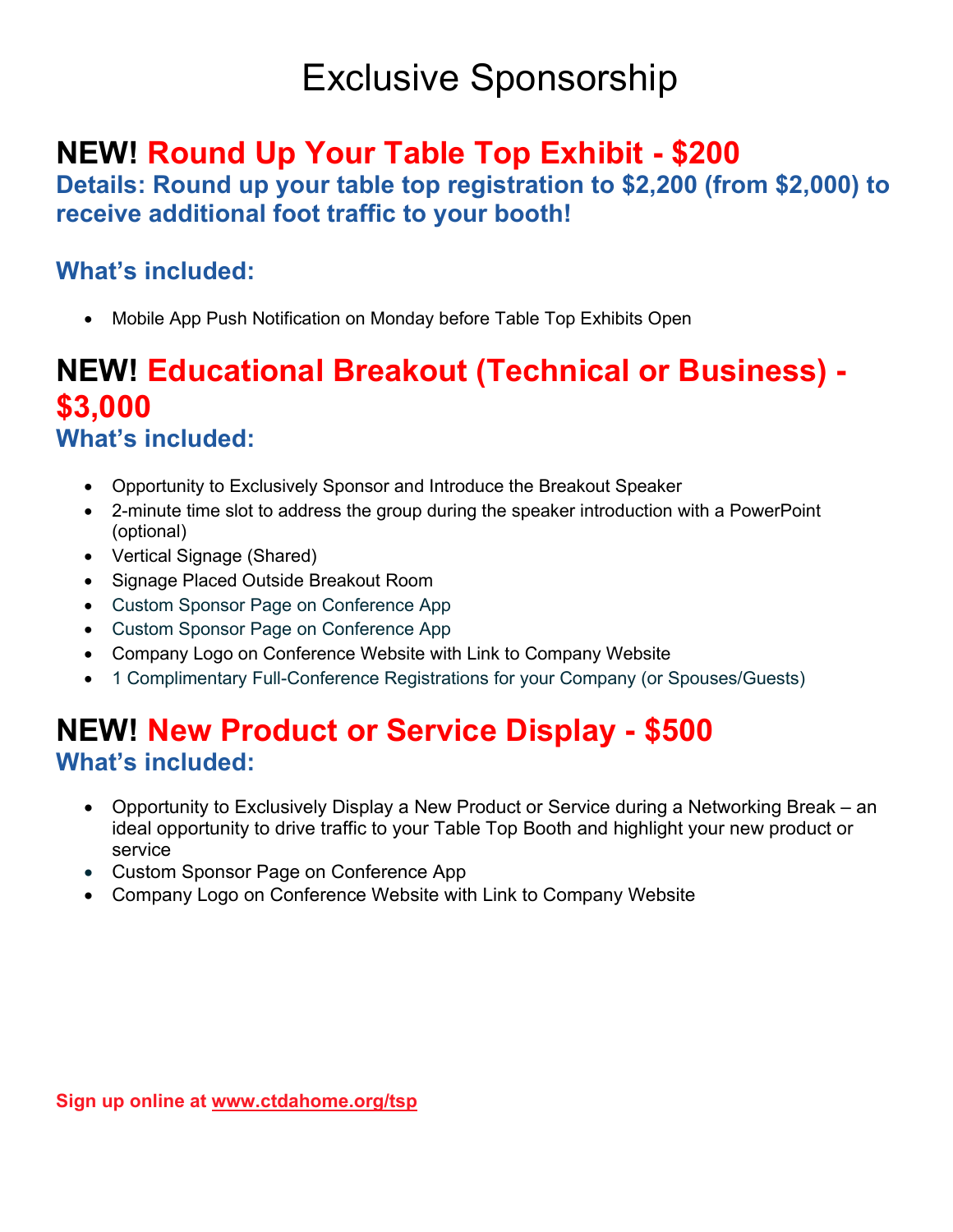# Exclusive Sponsorship

## NEW! Round Up Your Table Top Exhibit - $200

### Details: Round up your table top registration to $2,200 (from $2,000) to receive additional foot traffic to your booth!

### What's included:

- Mobile App Push Notification on Monday before Table Top Exhibits Open

## NEW! Educational Breakout (Technical or Business) - $3,000

### What's included:

- Opportunity to Exclusively Sponsor and Introduce the Breakout Speaker
- 2-minute time slot to address the group during the speaker introduction with a PowerPoint (optional)
- Vertical Signage (Shared)
- Signage Placed Outside Breakout Room
- Custom Sponsor Page on Conference App
- Custom Sponsor Page on Conference App
- Company Logo on Conference Website with Link to Company Website
- 1 Complimentary Full-Conference Registrations for your Company (or Spouses/Guests)

## NEW! New Product or Service Display - $500

### What's included:

- Opportunity to Exclusively Display a New Product or Service during a Networking Break – an ideal opportunity to drive traffic to your Table Top Booth and highlight your new product or service
- Custom Sponsor Page on Conference App
- Company Logo on Conference Website with Link to Company Website

**Sign up online at www.ctdahome.org/tsp**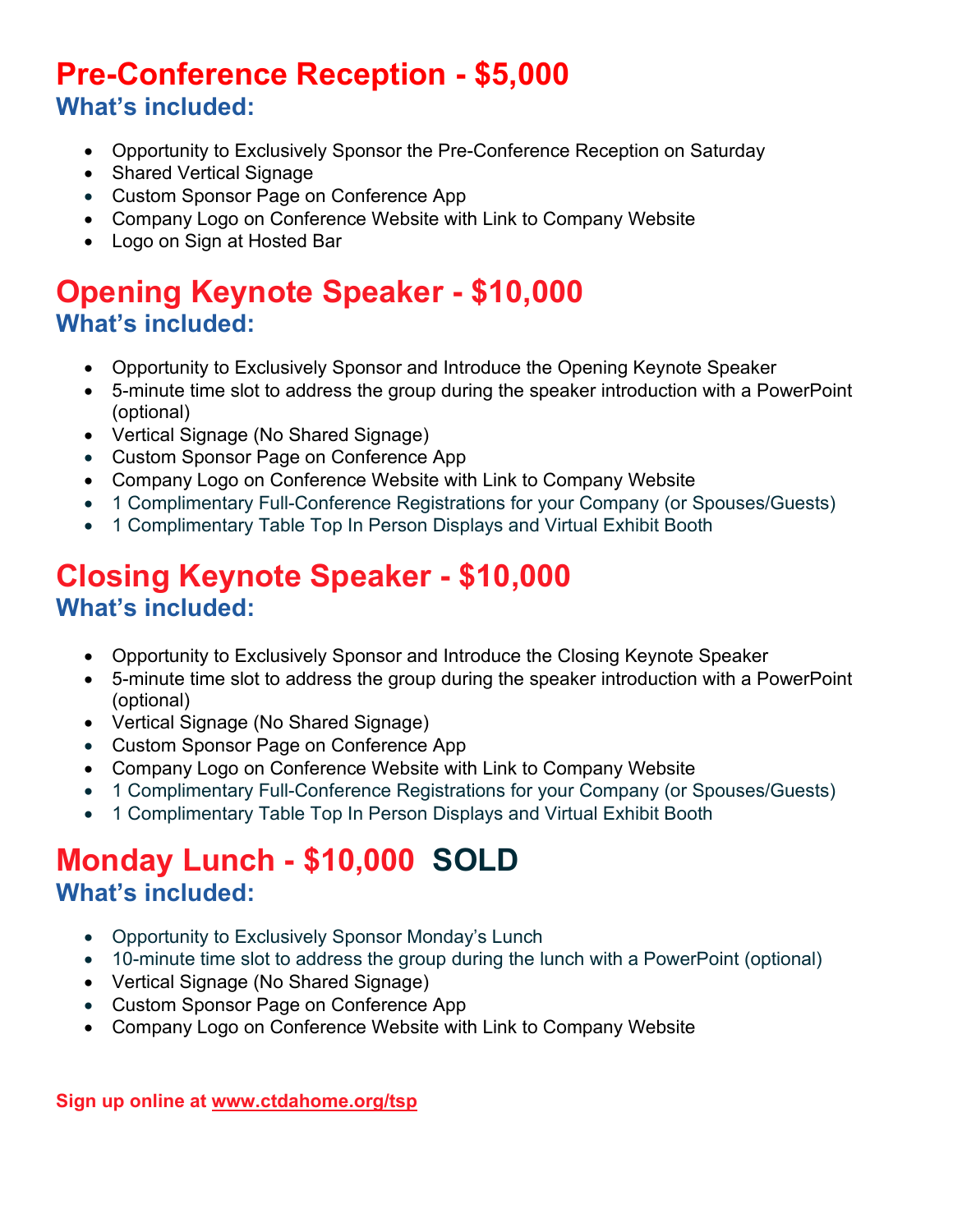# Pre-Conference Reception - $5,000

## What's included:

- Opportunity to Exclusively Sponsor the Pre-Conference Reception on Saturday
- Shared Vertical Signage
- Custom Sponsor Page on Conference App
- Company Logo on Conference Website with Link to Company Website
- Logo on Sign at Hosted Bar

# Opening Keynote Speaker - $10,000

## What's included:

- Opportunity to Exclusively Sponsor and Introduce the Opening Keynote Speaker
- 5-minute time slot to address the group during the speaker introduction with a PowerPoint (optional)
- Vertical Signage (No Shared Signage)
- Custom Sponsor Page on Conference App
- Company Logo on Conference Website with Link to Company Website
- 1 Complimentary Full-Conference Registrations for your Company (or Spouses/Guests)
- 1 Complimentary Table Top In Person Displays and Virtual Exhibit Booth

# Closing Keynote Speaker - $10,000

## What's included:

- Opportunity to Exclusively Sponsor and Introduce the Closing Keynote Speaker
- 5-minute time slot to address the group during the speaker introduction with a PowerPoint (optional)
- Vertical Signage (No Shared Signage)
- Custom Sponsor Page on Conference App
- Company Logo on Conference Website with Link to Company Website
- 1 Complimentary Full-Conference Registrations for your Company (or Spouses/Guests)
- 1 Complimentary Table Top In Person Displays and Virtual Exhibit Booth

# Monday Lunch - $10,000 SOLD

## What's included:

- Opportunity to Exclusively Sponsor Monday's Lunch
- 10-minute time slot to address the group during the lunch with a PowerPoint (optional)
- Vertical Signage (No Shared Signage)
- Custom Sponsor Page on Conference App
- Company Logo on Conference Website with Link to Company Website

**Sign up online at [www.ctdahome.org/tsp](www.ctdahome.org/tsp)**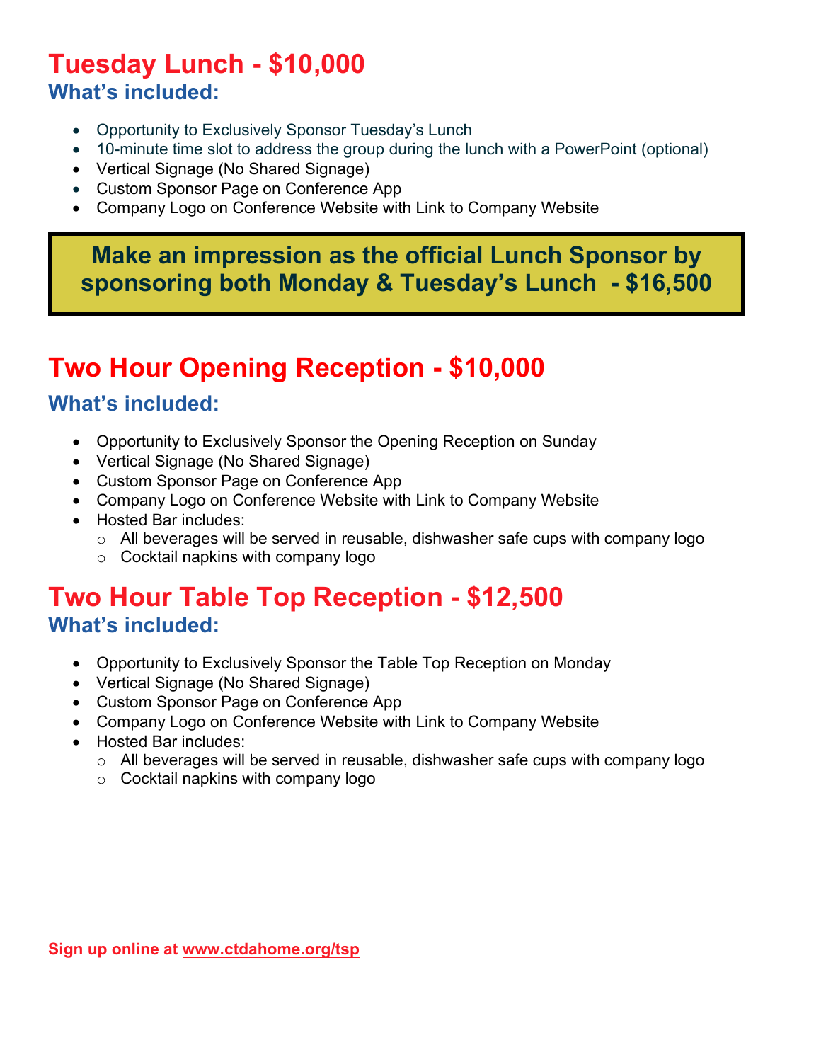# Tuesday Lunch - $10,000

### What's included:

- Opportunity to Exclusively Sponsor Tuesday's Lunch
- 10-minute time slot to address the group during the lunch with a PowerPoint (optional)
- Vertical Signage (No Shared Signage)
- Custom Sponsor Page on Conference App
- Company Logo on Conference Website with Link to Company Website

**Make an impression as the official Lunch Sponsor by sponsoring both Monday & Tuesday's Lunch - $16,500**

# Two Hour Opening Reception - $10,000

### What's included:

- Opportunity to Exclusively Sponsor the Opening Reception on Sunday
- Vertical Signage (No Shared Signage)
- Custom Sponsor Page on Conference App
- Company Logo on Conference Website with Link to Company Website
- Hosted Bar includes:
  - All beverages will be served in reusable, dishwasher safe cups with company logo
  - Cocktail napkins with company logo

# Two Hour Table Top Reception - $12,500

### What's included:

- Opportunity to Exclusively Sponsor the Table Top Reception on Monday
- Vertical Signage (No Shared Signage)
- Custom Sponsor Page on Conference App
- Company Logo on Conference Website with Link to Company Website
- Hosted Bar includes:
  - All beverages will be served in reusable, dishwasher safe cups with company logo
  - Cocktail napkins with company logo

**Sign up online at www.ctdahome.org/tsp**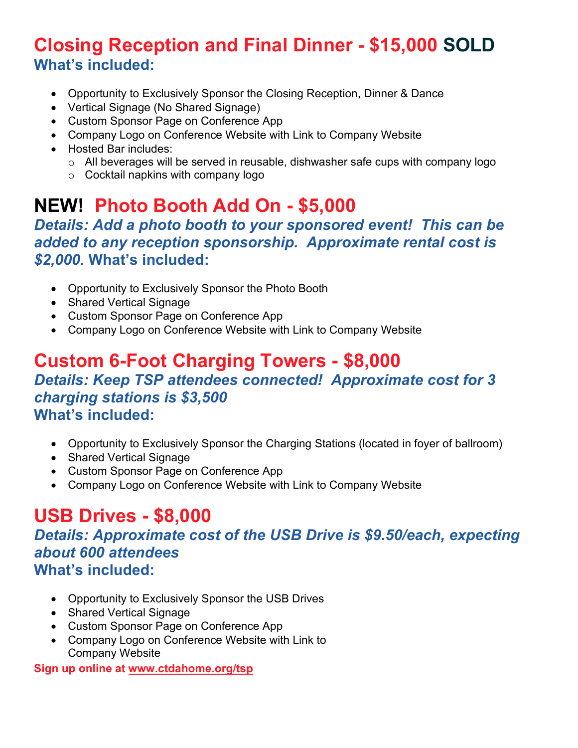# Closing Reception and Final Dinner - $15,000 SOLD

## What's included:

- Opportunity to Exclusively Sponsor the Closing Reception, Dinner & Dance
- Vertical Signage (No Shared Signage)
- Custom Sponsor Page on Conference App
- Company Logo on Conference Website with Link to Company Website
- Hosted Bar includes:
  - All beverages will be served in reusable, dishwasher safe cups with company logo
  - Cocktail napkins with company logo

# NEW! Photo Booth Add On - $5,000

## *Details: Add a photo booth to your sponsored event! This can be added to any reception sponsorship. Approximate rental cost is $2,000.* What's included:

- Opportunity to Exclusively Sponsor the Photo Booth
- Shared Vertical Signage
- Custom Sponsor Page on Conference App
- Company Logo on Conference Website with Link to Company Website

# Custom 6-Foot Charging Towers - $8,000

## *Details: Keep TSP attendees connected! Approximate cost for 3 charging stations is $3,500*

## What's included:

- Opportunity to Exclusively Sponsor the Charging Stations (located in foyer of ballroom)
- Shared Vertical Signage
- Custom Sponsor Page on Conference App
- Company Logo on Conference Website with Link to Company Website

# USB Drives - $8,000

## *Details: Approximate cost of the USB Drive is $9.50/each, expecting about 600 attendees*

## What's included:

- Opportunity to Exclusively Sponsor the USB Drives
- Shared Vertical Signage
- Custom Sponsor Page on Conference App
- Company Logo on Conference Website with Link to Company Website

**Sign up online at www.ctdahome.org/tsp**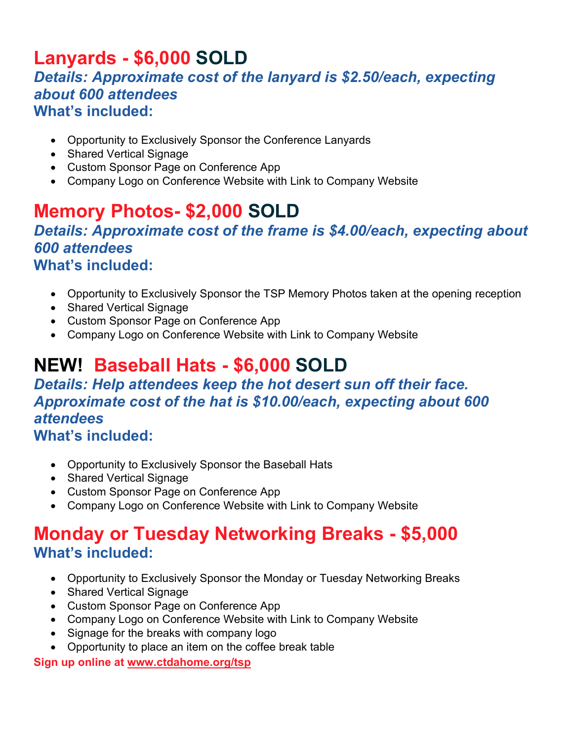## Lanyards - $6,000 SOLD

***Details: Approximate cost of the lanyard is $2.50/each, expecting about 600 attendees***

**What's included:**

- Opportunity to Exclusively Sponsor the Conference Lanyards
- Shared Vertical Signage
- Custom Sponsor Page on Conference App
- Company Logo on Conference Website with Link to Company Website

## Memory Photos- $2,000 SOLD

***Details: Approximate cost of the frame is $4.00/each, expecting about 600 attendees***

**What's included:**

- Opportunity to Exclusively Sponsor the TSP Memory Photos taken at the opening reception
- Shared Vertical Signage
- Custom Sponsor Page on Conference App
- Company Logo on Conference Website with Link to Company Website

## NEW! Baseball Hats - $6,000 SOLD

***Details: Help attendees keep the hot desert sun off their face. Approximate cost of the hat is $10.00/each, expecting about 600 attendees***

**What's included:**

- Opportunity to Exclusively Sponsor the Baseball Hats
- Shared Vertical Signage
- Custom Sponsor Page on Conference App
- Company Logo on Conference Website with Link to Company Website

## Monday or Tuesday Networking Breaks - $5,000

**What's included:**

- Opportunity to Exclusively Sponsor the Monday or Tuesday Networking Breaks
- Shared Vertical Signage
- Custom Sponsor Page on Conference App
- Company Logo on Conference Website with Link to Company Website
- Signage for the breaks with company logo
- Opportunity to place an item on the coffee break table

**Sign up online at [www.ctdahome.org/tsp](www.ctdahome.org/tsp)**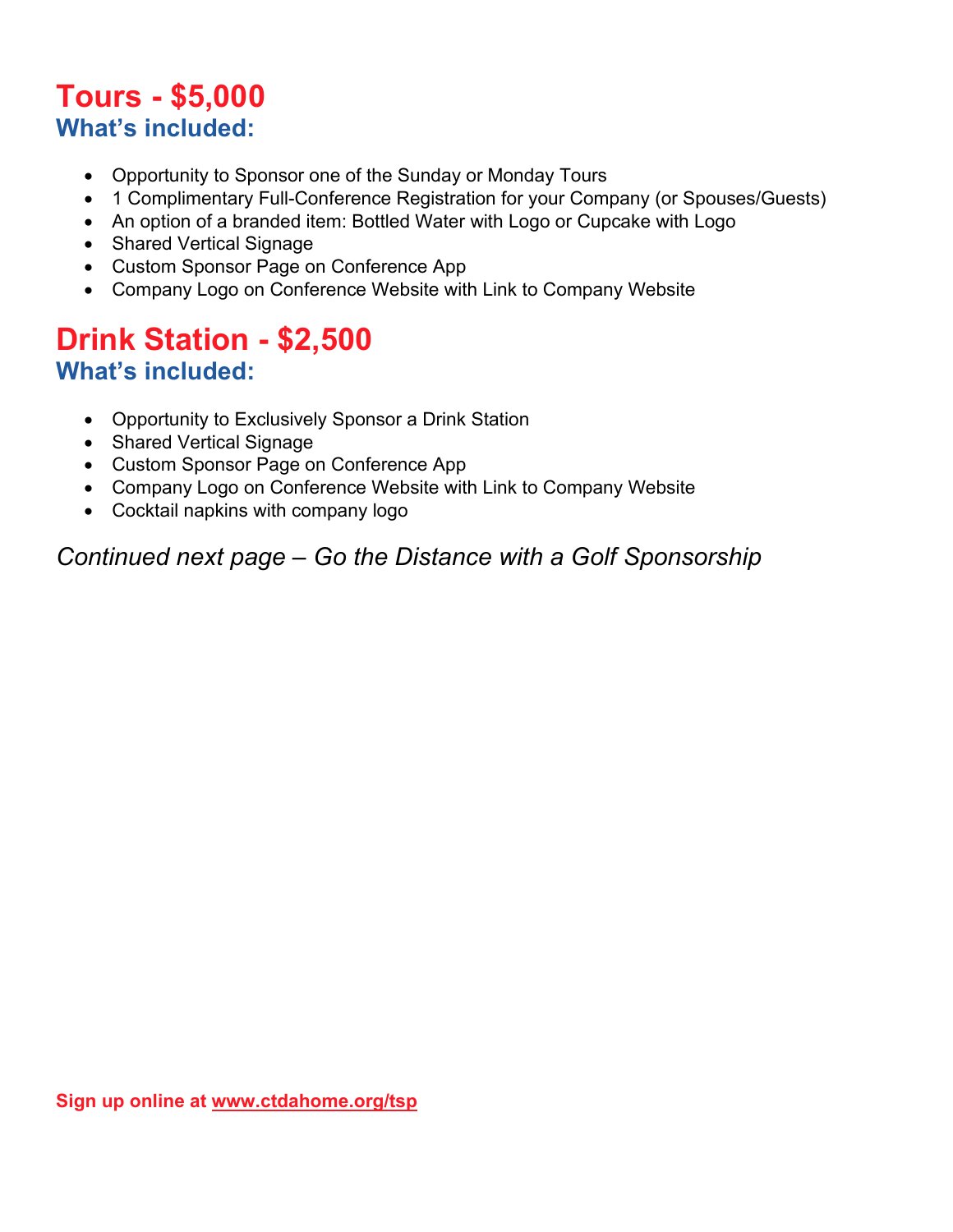# Tours - $5,000

## What's included:

- Opportunity to Sponsor one of the Sunday or Monday Tours
- 1 Complimentary Full-Conference Registration for your Company (or Spouses/Guests)
- An option of a branded item: Bottled Water with Logo or Cupcake with Logo
- Shared Vertical Signage
- Custom Sponsor Page on Conference App
- Company Logo on Conference Website with Link to Company Website

# Drink Station - $2,500

## What's included:

- Opportunity to Exclusively Sponsor a Drink Station
- Shared Vertical Signage
- Custom Sponsor Page on Conference App
- Company Logo on Conference Website with Link to Company Website
- Cocktail napkins with company logo

*Continued next page – Go the Distance with a Golf Sponsorship*

**Sign up online at www.ctdahome.org/tsp**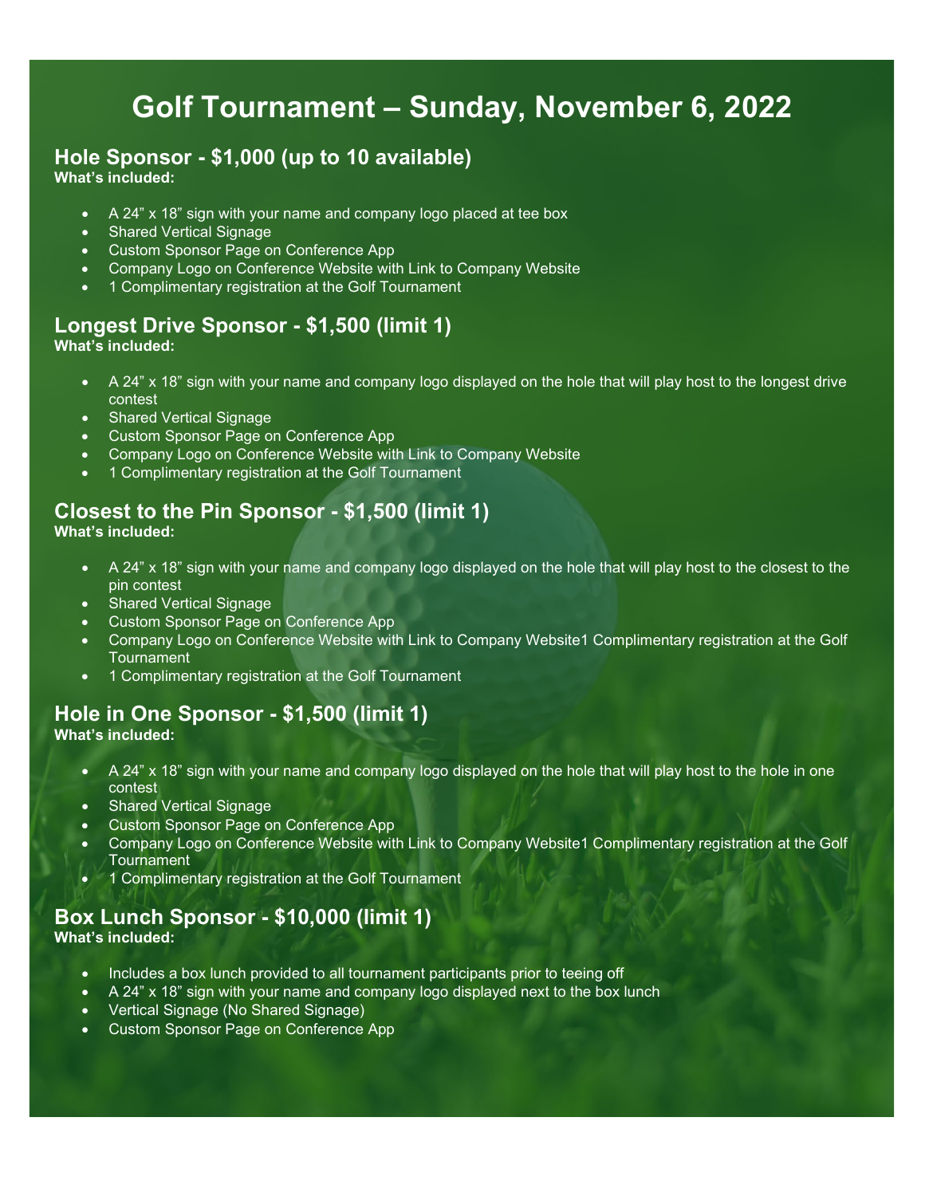# Golf Tournament – Sunday, November 6, 2022

## Hole Sponsor - $1,000 (up to 10 available)

**What's included:**

- A 24" x 18" sign with your name and company logo placed at tee box
- Shared Vertical Signage
- Custom Sponsor Page on Conference App
- Company Logo on Conference Website with Link to Company Website
- 1 Complimentary registration at the Golf Tournament

## Longest Drive Sponsor - $1,500 (limit 1)

**What's included:**

- A 24" x 18" sign with your name and company logo displayed on the hole that will play host to the longest drive contest
- Shared Vertical Signage
- Custom Sponsor Page on Conference App
- Company Logo on Conference Website with Link to Company Website
- 1 Complimentary registration at the Golf Tournament

## Closest to the Pin Sponsor - $1,500 (limit 1)

**What's included:**

- A 24" x 18" sign with your name and company logo displayed on the hole that will play host to the closest to the pin contest
- Shared Vertical Signage
- Custom Sponsor Page on Conference App
- Company Logo on Conference Website with Link to Company Website1 Complimentary registration at the Golf Tournament
- 1 Complimentary registration at the Golf Tournament

## Hole in One Sponsor - $1,500 (limit 1)

**What's included:**

- A 24" x 18" sign with your name and company logo displayed on the hole that will play host to the hole in one contest
- Shared Vertical Signage
- Custom Sponsor Page on Conference App
- Company Logo on Conference Website with Link to Company Website1 Complimentary registration at the Golf Tournament
- 1 Complimentary registration at the Golf Tournament

## Box Lunch Sponsor - $10,000 (limit 1)

**What's included:**

- Includes a box lunch provided to all tournament participants prior to teeing off
- A 24" x 18" sign with your name and company logo displayed next to the box lunch
- Vertical Signage (No Shared Signage)
- Custom Sponsor Page on Conference App